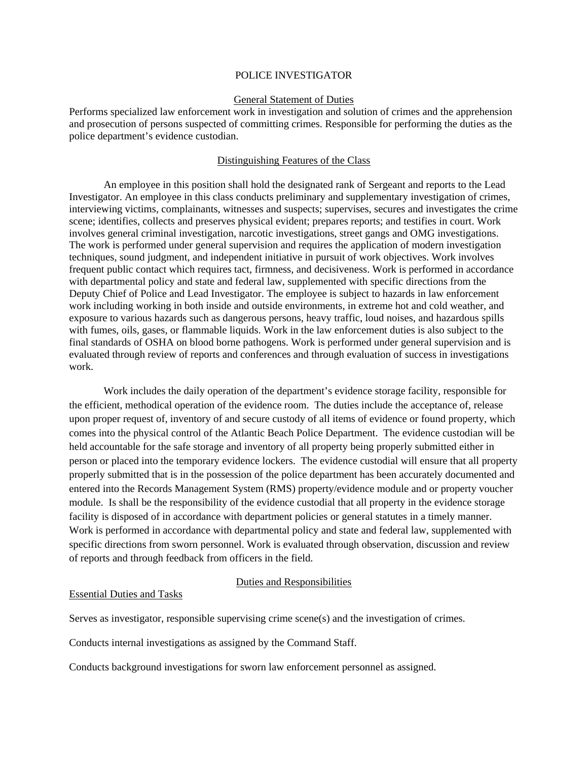# POLICE INVESTIGATOR

## General Statement of Duties

Performs specialized law enforcement work in investigation and solution of crimes and the apprehension and prosecution of persons suspected of committing crimes. Responsible for performing the duties as the police department's evidence custodian.

## Distinguishing Features of the Class

An employee in this position shall hold the designated rank of Sergeant and reports to the Lead Investigator. An employee in this class conducts preliminary and supplementary investigation of crimes, interviewing victims, complainants, witnesses and suspects; supervises, secures and investigates the crime scene; identifies, collects and preserves physical evident; prepares reports; and testifies in court. Work involves general criminal investigation, narcotic investigations, street gangs and OMG investigations. The work is performed under general supervision and requires the application of modern investigation techniques, sound judgment, and independent initiative in pursuit of work objectives. Work involves frequent public contact which requires tact, firmness, and decisiveness. Work is performed in accordance with departmental policy and state and federal law, supplemented with specific directions from the Deputy Chief of Police and Lead Investigator. The employee is subject to hazards in law enforcement work including working in both inside and outside environments, in extreme hot and cold weather, and exposure to various hazards such as dangerous persons, heavy traffic, loud noises, and hazardous spills with fumes, oils, gases, or flammable liquids. Work in the law enforcement duties is also subject to the final standards of OSHA on blood borne pathogens. Work is performed under general supervision and is evaluated through review of reports and conferences and through evaluation of success in investigations work.

Work includes the daily operation of the department's evidence storage facility, responsible for the efficient, methodical operation of the evidence room. The duties include the acceptance of, release upon proper request of, inventory of and secure custody of all items of evidence or found property, which comes into the physical control of the Atlantic Beach Police Department. The evidence custodian will be held accountable for the safe storage and inventory of all property being properly submitted either in person or placed into the temporary evidence lockers. The evidence custodial will ensure that all property properly submitted that is in the possession of the police department has been accurately documented and entered into the Records Management System (RMS) property/evidence module and or property voucher module. Is shall be the responsibility of the evidence custodial that all property in the evidence storage facility is disposed of in accordance with department policies or general statutes in a timely manner. Work is performed in accordance with departmental policy and state and federal law, supplemented with specific directions from sworn personnel. Work is evaluated through observation, discussion and review of reports and through feedback from officers in the field.

## Duties and Responsibilities

### Essential Duties and Tasks

Serves as investigator, responsible supervising crime scene(s) and the investigation of crimes.

Conducts internal investigations as assigned by the Command Staff.

Conducts background investigations for sworn law enforcement personnel as assigned.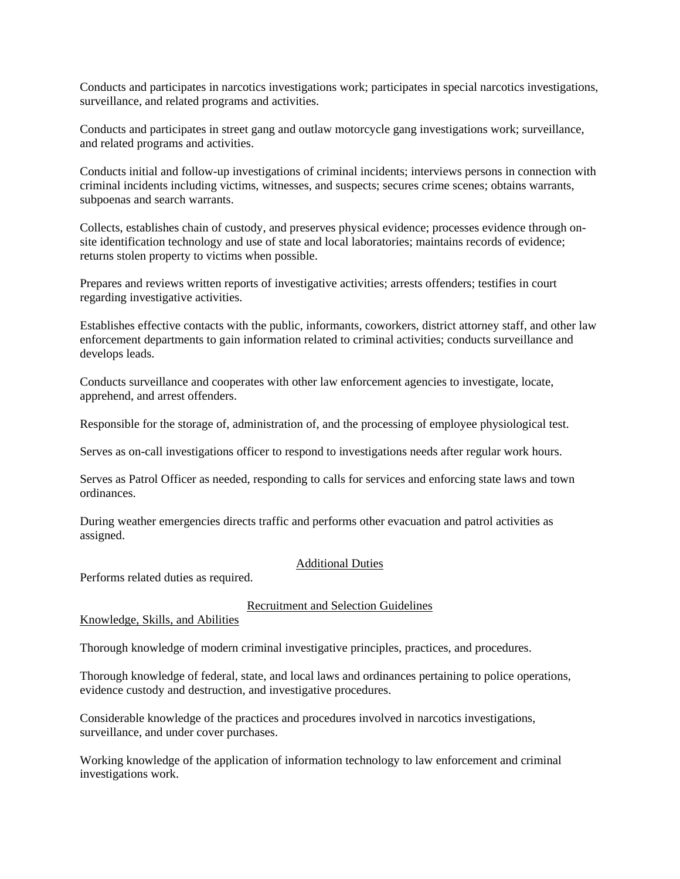Conducts and participates in narcotics investigations work; participates in special narcotics investigations, surveillance, and related programs and activities.

Conducts and participates in street gang and outlaw motorcycle gang investigations work; surveillance, and related programs and activities.

Conducts initial and follow-up investigations of criminal incidents; interviews persons in connection with criminal incidents including victims, witnesses, and suspects; secures crime scenes; obtains warrants, subpoenas and search warrants.

Collects, establishes chain of custody, and preserves physical evidence; processes evidence through on-site identification technology and use of state and local laboratories; maintains records of evidence; returns stolen property to victims when possible.

Prepares and reviews written reports of investigative activities; arrests offenders; testifies in court regarding investigative activities.

Establishes effective contacts with the public, informants, coworkers, district attorney staff, and other law enforcement departments to gain information related to criminal activities; conducts surveillance and develops leads.

Conducts surveillance and cooperates with other law enforcement agencies to investigate, locate, apprehend, and arrest offenders.

Responsible for the storage of, administration of, and the processing of employee physiological test.

Serves as on-call investigations officer to respond to investigations needs after regular work hours.

Serves as Patrol Officer as needed, responding to calls for services and enforcing state laws and town ordinances.

During weather emergencies directs traffic and performs other evacuation and patrol activities as assigned.

## Additional Duties

Performs related duties as required.

## Recruitment and Selection Guidelines

### Knowledge, Skills, and Abilities

Thorough knowledge of modern criminal investigative principles, practices, and procedures.

Thorough knowledge of federal, state, and local laws and ordinances pertaining to police operations, evidence custody and destruction, and investigative procedures.

Considerable knowledge of the practices and procedures involved in narcotics investigations, surveillance, and under cover purchases.

Working knowledge of the application of information technology to law enforcement and criminal investigations work.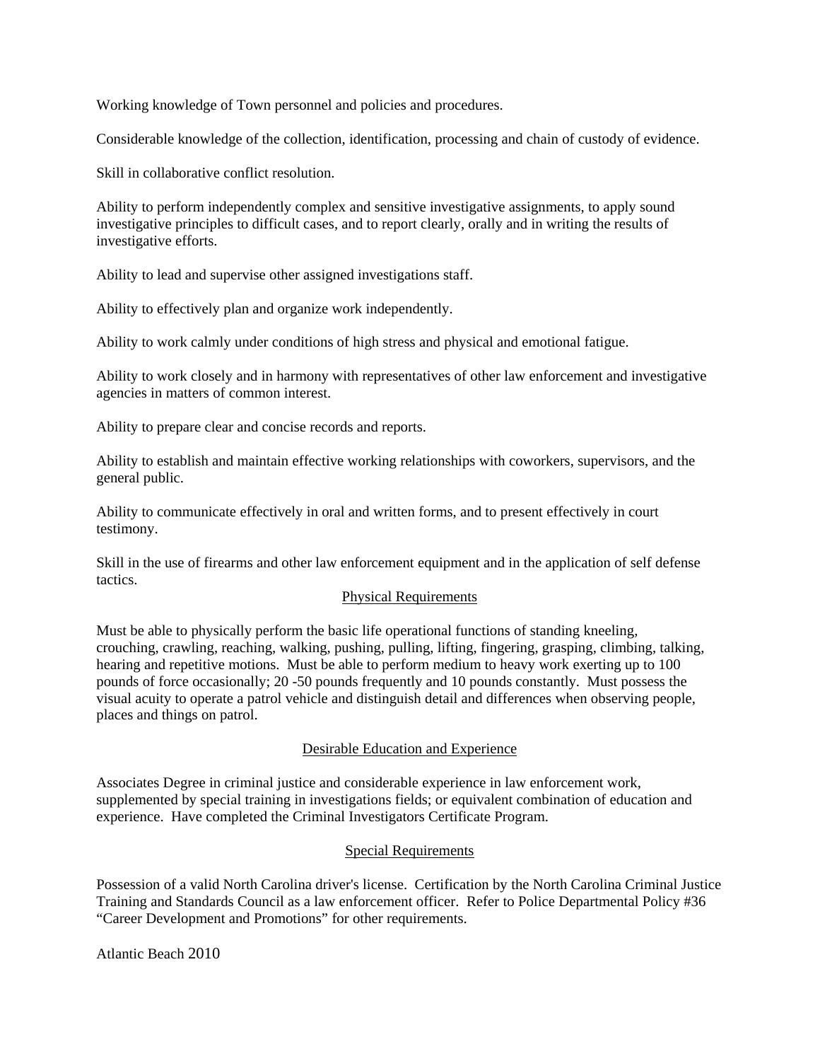Working knowledge of Town personnel and policies and procedures.

Considerable knowledge of the collection, identification, processing and chain of custody of evidence.

Skill in collaborative conflict resolution.

Ability to perform independently complex and sensitive investigative assignments, to apply sound investigative principles to difficult cases, and to report clearly, orally and in writing the results of investigative efforts.

Ability to lead and supervise other assigned investigations staff.

Ability to effectively plan and organize work independently.

Ability to work calmly under conditions of high stress and physical and emotional fatigue.

Ability to work closely and in harmony with representatives of other law enforcement and investigative agencies in matters of common interest.

Ability to prepare clear and concise records and reports.

Ability to establish and maintain effective working relationships with coworkers, supervisors, and the general public.

Ability to communicate effectively in oral and written forms, and to present effectively in court testimony.

Skill in the use of firearms and other law enforcement equipment and in the application of self defense tactics.

## Physical Requirements

Must be able to physically perform the basic life operational functions of standing kneeling, crouching, crawling, reaching, walking, pushing, pulling, lifting, fingering, grasping, climbing, talking, hearing and repetitive motions. Must be able to perform medium to heavy work exerting up to 100 pounds of force occasionally; 20 -50 pounds frequently and 10 pounds constantly. Must possess the visual acuity to operate a patrol vehicle and distinguish detail and differences when observing people, places and things on patrol.

## Desirable Education and Experience

Associates Degree in criminal justice and considerable experience in law enforcement work, supplemented by special training in investigations fields; or equivalent combination of education and experience. Have completed the Criminal Investigators Certificate Program.

## Special Requirements

Possession of a valid North Carolina driver's license. Certification by the North Carolina Criminal Justice Training and Standards Council as a law enforcement officer. Refer to Police Departmental Policy #36 "Career Development and Promotions" for other requirements.

Atlantic Beach 2010